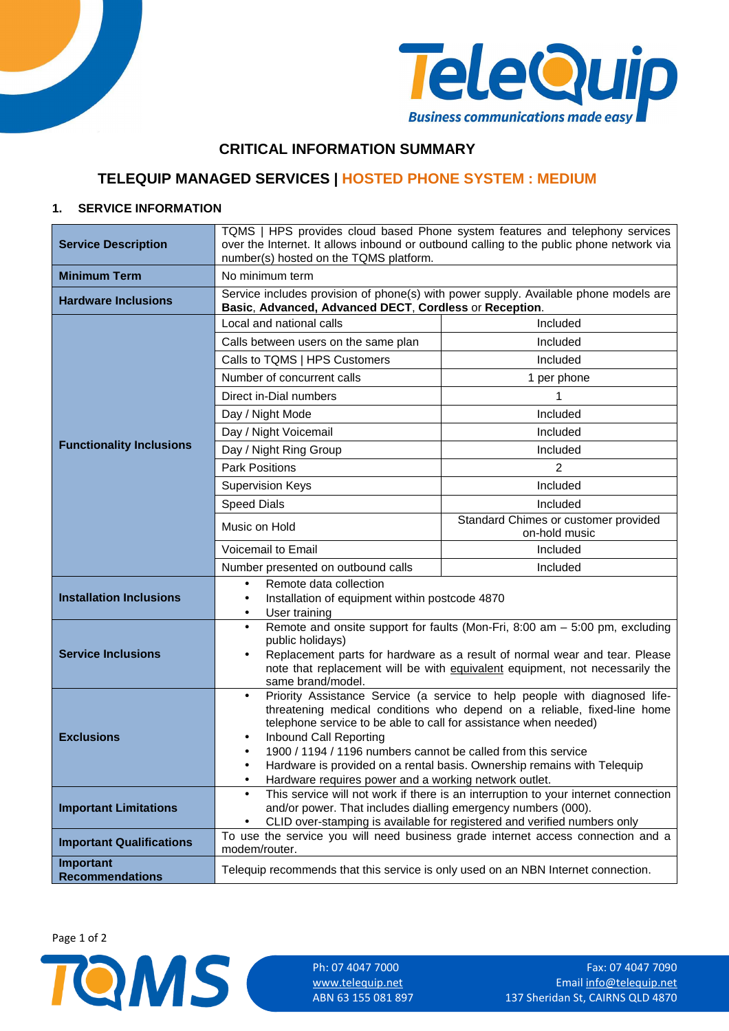# CRITICAL INFORMATION SUMMARY

## TELEQUIP MANAGED SERVICES | HOSTED PHONE SYSTEM : MEDIUM

### 1. SERVICE INFORMATION

| | | |
|---|---|---|
| **Service Description** | TQMS \| HPS provides cloud based Phone system features and telephony services over the Internet. It allows inbound or outbound calling to the public phone network via number(s) hosted on the TQMS platform. | |
| **Minimum Term** | No minimum term | |
| **Hardware Inclusions** | Service includes provision of phone(s) with power supply. Available phone models are **Basic**, **Advanced, Advanced DECT**, **Cordless** or **Reception**. | |
| **Functionality Inclusions** | Local and national calls | Included |
| | Calls between users on the same plan | Included |
| | Calls to TQMS \| HPS Customers | Included |
| | Number of concurrent calls | 1 per phone |
| | Direct in-Dial numbers | 1 |
| | Day / Night Mode | Included |
| | Day / Night Voicemail | Included |
| | Day / Night Ring Group | Included |
| | Park Positions | 2 |
| | Supervision Keys | Included |
| | Speed Dials | Included |
| | Music on Hold | Standard Chimes or customer provided on-hold music |
| | Voicemail to Email | Included |
| | Number presented on outbound calls | Included |
| **Installation Inclusions** | • Remote data collection<br>• Installation of equipment within postcode 4870<br>• User training | |
| **Service Inclusions** | • Remote and onsite support for faults (Mon-Fri, 8:00 am – 5:00 pm, excluding public holidays)<br>• Replacement parts for hardware as a result of normal wear and tear. Please note that replacement will be with equivalent equipment, not necessarily the same brand/model. | |
| **Exclusions** | • Priority Assistance Service (a service to help people with diagnosed life-threatening medical conditions who depend on a reliable, fixed-line home telephone service to be able to call for assistance when needed)<br>• Inbound Call Reporting<br>• 1900 / 1194 / 1196 numbers cannot be called from this service<br>• Hardware is provided on a rental basis. Ownership remains with Telequip<br>• Hardware requires power and a working network outlet. | |
| **Important Limitations** | • This service will not work if there is an interruption to your internet connection and/or power. That includes dialling emergency numbers (000).<br>• CLID over-stamping is available for registered and verified numbers only | |
| **Important Qualifications** | To use the service you will need business grade internet access connection and a modem/router. | |
| **Important Recommendations** | Telequip recommends that this service is only used on an NBN Internet connection. | |

Ph: 07 4047 7000 
www.telequip.net 
ABN 63 155 081 897

Fax: 07 4047 7090 
Email info@telequip.net 
137 Sheridan St, CAIRNS QLD 4870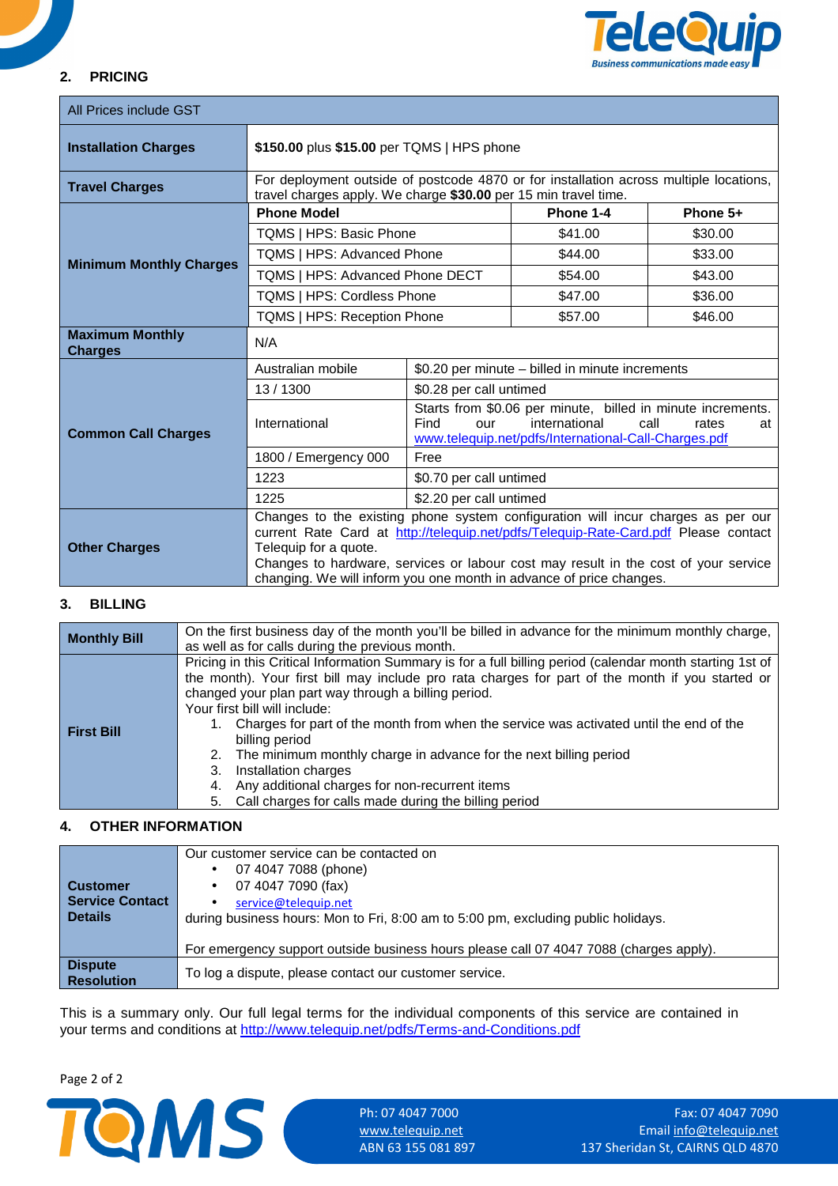## 2. PRICING

| All Prices include GST | | | |
|---|---|---|---|
| **Installation Charges** | **$150.00** plus **$15.00** per TQMS \| HPS phone | | |
| **Travel Charges** | For deployment outside of postcode 4870 or for installation across multiple locations, travel charges apply. We charge **$30.00** per 15 min travel time. | | |
| **Minimum Monthly Charges** | **Phone Model** | **Phone 1-4** | **Phone 5+** |
| | TQMS \| HPS: Basic Phone | $41.00 | $30.00 |
| | TQMS \| HPS: Advanced Phone | $44.00 | $33.00 |
| | TQMS \| HPS: Advanced Phone DECT | $54.00 | $43.00 |
| | TQMS \| HPS: Cordless Phone | $47.00 | $36.00 |
| | TQMS \| HPS: Reception Phone | $57.00 | $46.00 |
| **Maximum Monthly Charges** | N/A | | |
| **Common Call Charges** | Australian mobile | $0.20 per minute – billed in minute increments | |
| | 13 / 1300 | $0.28 per call untimed | |
| | International | Starts from $0.06 per minute, billed in minute increments. Find our international call rates at www.telequip.net/pdfs/International-Call-Charges.pdf | |
| | 1800 / Emergency 000 | Free | |
| | 1223 | $0.70 per call untimed | |
| | 1225 | $2.20 per call untimed | |
| **Other Charges** | Changes to the existing phone system configuration will incur charges as per our current Rate Card at http://telequip.net/pdfs/Telequip-Rate-Card.pdf Please contact Telequip for a quote. Changes to hardware, services or labour cost may result in the cost of your service changing. We will inform you one month in advance of price changes. | | |

## 3. BILLING

| | |
|---|---|
| **Monthly Bill** | On the first business day of the month you'll be billed in advance for the minimum monthly charge, as well as for calls during the previous month. |
| **First Bill** | Pricing in this Critical Information Summary is for a full billing period (calendar month starting 1st of the month). Your first bill may include pro rata charges for part of the month if you started or changed your plan part way through a billing period. Your first bill will include: 1. Charges for part of the month from when the service was activated until the end of the billing period 2. The minimum monthly charge in advance for the next billing period 3. Installation charges 4. Any additional charges for non-recurrent items 5. Call charges for calls made during the billing period |

## 4. OTHER INFORMATION

| | |
|---|---|
| **Customer Service Contact Details** | Our customer service can be contacted on • 07 4047 7088 (phone) • 07 4047 7090 (fax) • service@telequip.net during business hours: Mon to Fri, 8:00 am to 5:00 pm, excluding public holidays. For emergency support outside business hours please call 07 4047 7088 (charges apply). |
| **Dispute Resolution** | To log a dispute, please contact our customer service. |

This is a summary only. Our full legal terms for the individual components of this service are contained in your terms and conditions at http://www.telequip.net/pdfs/Terms-and-Conditions.pdf

Ph: 07 4047 7000
www.telequip.net
ABN 63 155 081 897

Fax: 07 4047 7090
Email info@telequip.net
137 Sheridan St, CAIRNS QLD 4870